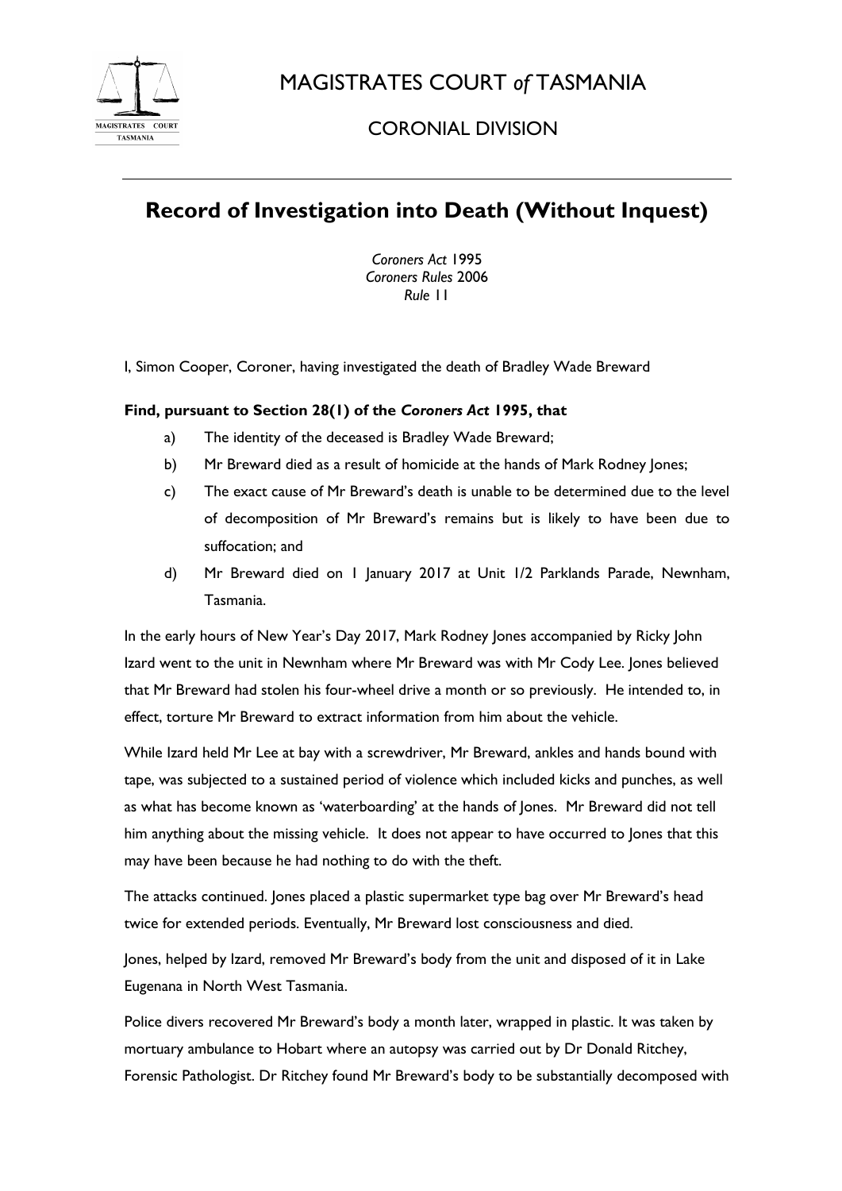# MAGISTRATES COURT *of* TASMANIA

## CORONIAL DIVISION

---

# Record of Investigation into Death (Without Inquest)

*Coroners Act* 1995
*Coroners Rules* 2006
*Rule* 11

I, Simon Cooper, Coroner, having investigated the death of Bradley Wade Breward

**Find, pursuant to Section 28(1) of the *Coroners Act* 1995, that**

a) The identity of the deceased is Bradley Wade Breward;

b) Mr Breward died as a result of homicide at the hands of Mark Rodney Jones;

c) The exact cause of Mr Breward's death is unable to be determined due to the level of decomposition of Mr Breward's remains but is likely to have been due to suffocation; and

d) Mr Breward died on 1 January 2017 at Unit 1/2 Parklands Parade, Newnham, Tasmania.

In the early hours of New Year's Day 2017, Mark Rodney Jones accompanied by Ricky John Izard went to the unit in Newnham where Mr Breward was with Mr Cody Lee. Jones believed that Mr Breward had stolen his four-wheel drive a month or so previously. He intended to, in effect, torture Mr Breward to extract information from him about the vehicle.

While Izard held Mr Lee at bay with a screwdriver, Mr Breward, ankles and hands bound with tape, was subjected to a sustained period of violence which included kicks and punches, as well as what has become known as 'waterboarding' at the hands of Jones. Mr Breward did not tell him anything about the missing vehicle. It does not appear to have occurred to Jones that this may have been because he had nothing to do with the theft.

The attacks continued. Jones placed a plastic supermarket type bag over Mr Breward's head twice for extended periods. Eventually, Mr Breward lost consciousness and died.

Jones, helped by Izard, removed Mr Breward's body from the unit and disposed of it in Lake Eugenana in North West Tasmania.

Police divers recovered Mr Breward's body a month later, wrapped in plastic. It was taken by mortuary ambulance to Hobart where an autopsy was carried out by Dr Donald Ritchey, Forensic Pathologist. Dr Ritchey found Mr Breward's body to be substantially decomposed with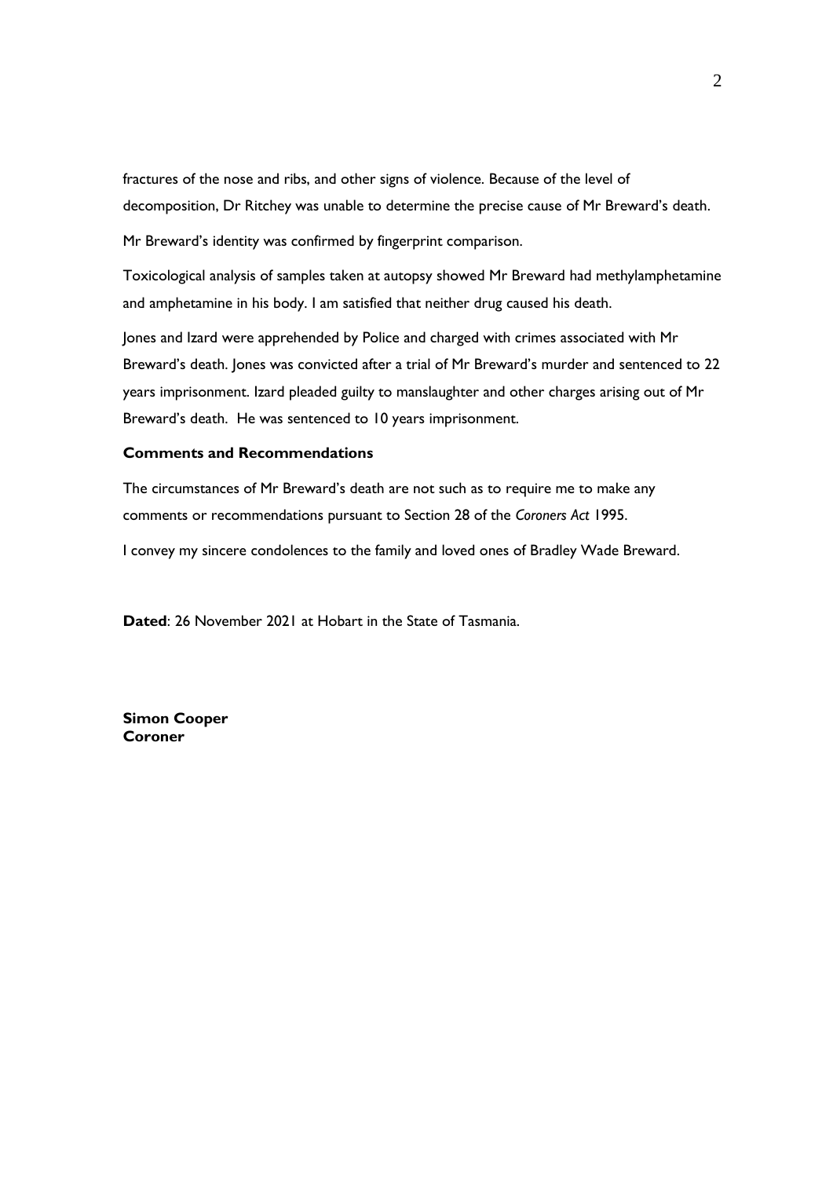fractures of the nose and ribs, and other signs of violence. Because of the level of decomposition, Dr Ritchey was unable to determine the precise cause of Mr Breward's death.

Mr Breward's identity was confirmed by fingerprint comparison.

Toxicological analysis of samples taken at autopsy showed Mr Breward had methylamphetamine and amphetamine in his body. I am satisfied that neither drug caused his death.

Jones and Izard were apprehended by Police and charged with crimes associated with Mr Breward's death. Jones was convicted after a trial of Mr Breward's murder and sentenced to 22 years imprisonment. Izard pleaded guilty to manslaughter and other charges arising out of Mr Breward's death. He was sentenced to 10 years imprisonment.

**Comments and Recommendations**

The circumstances of Mr Breward's death are not such as to require me to make any comments or recommendations pursuant to Section 28 of the *Coroners Act* 1995.

I convey my sincere condolences to the family and loved ones of Bradley Wade Breward.

**Dated**: 26 November 2021 at Hobart in the State of Tasmania.

**Simon Cooper**
**Coroner**